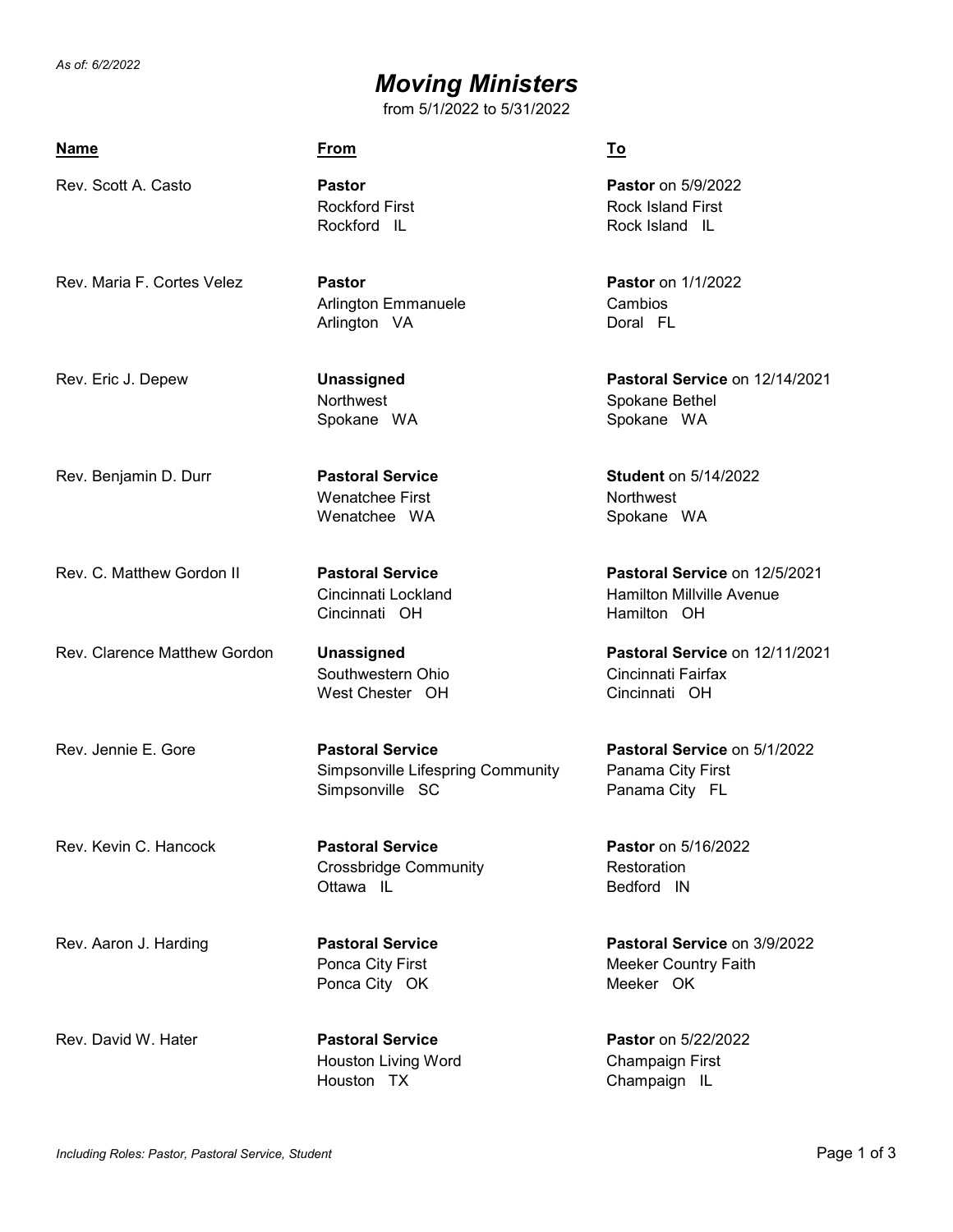*As of: 6/2/2022*

# *Moving Ministers*

from 5/1/2022 to 5/31/2022

| **Name** | **From** | **To** |
|---|---|---|
| Rev. Scott A. Casto | **Pastor**<br>Rockford First<br>Rockford IL | **Pastor** on 5/9/2022<br>Rock Island First<br>Rock Island IL |
| Rev. Maria F. Cortes Velez | **Pastor**<br>Arlington Emmanuele<br>Arlington VA | **Pastor** on 1/1/2022<br>Cambios<br>Doral FL |
| Rev. Eric J. Depew | **Unassigned**<br>Northwest<br>Spokane WA | **Pastoral Service** on 12/14/2021<br>Spokane Bethel<br>Spokane WA |
| Rev. Benjamin D. Durr | **Pastoral Service**<br>Wenatchee First<br>Wenatchee WA | **Student** on 5/14/2022<br>Northwest<br>Spokane WA |
| Rev. C. Matthew Gordon II | **Pastoral Service**<br>Cincinnati Lockland<br>Cincinnati OH | **Pastoral Service** on 12/5/2021<br>Hamilton Millville Avenue<br>Hamilton OH |
| Rev. Clarence Matthew Gordon | **Unassigned**<br>Southwestern Ohio<br>West Chester OH | **Pastoral Service** on 12/11/2021<br>Cincinnati Fairfax<br>Cincinnati OH |
| Rev. Jennie E. Gore | **Pastoral Service**<br>Simpsonville Lifespring Community<br>Simpsonville SC | **Pastoral Service** on 5/1/2022<br>Panama City First<br>Panama City FL |
| Rev. Kevin C. Hancock | **Pastoral Service**<br>Crossbridge Community<br>Ottawa IL | **Pastor** on 5/16/2022<br>Restoration<br>Bedford IN |
| Rev. Aaron J. Harding | **Pastoral Service**<br>Ponca City First<br>Ponca City OK | **Pastoral Service** on 3/9/2022<br>Meeker Country Faith<br>Meeker OK |
| Rev. David W. Hater | **Pastoral Service**<br>Houston Living Word<br>Houston TX | **Pastor** on 5/22/2022<br>Champaign First<br>Champaign IL |

*Including Roles: Pastor, Pastoral Service, Student*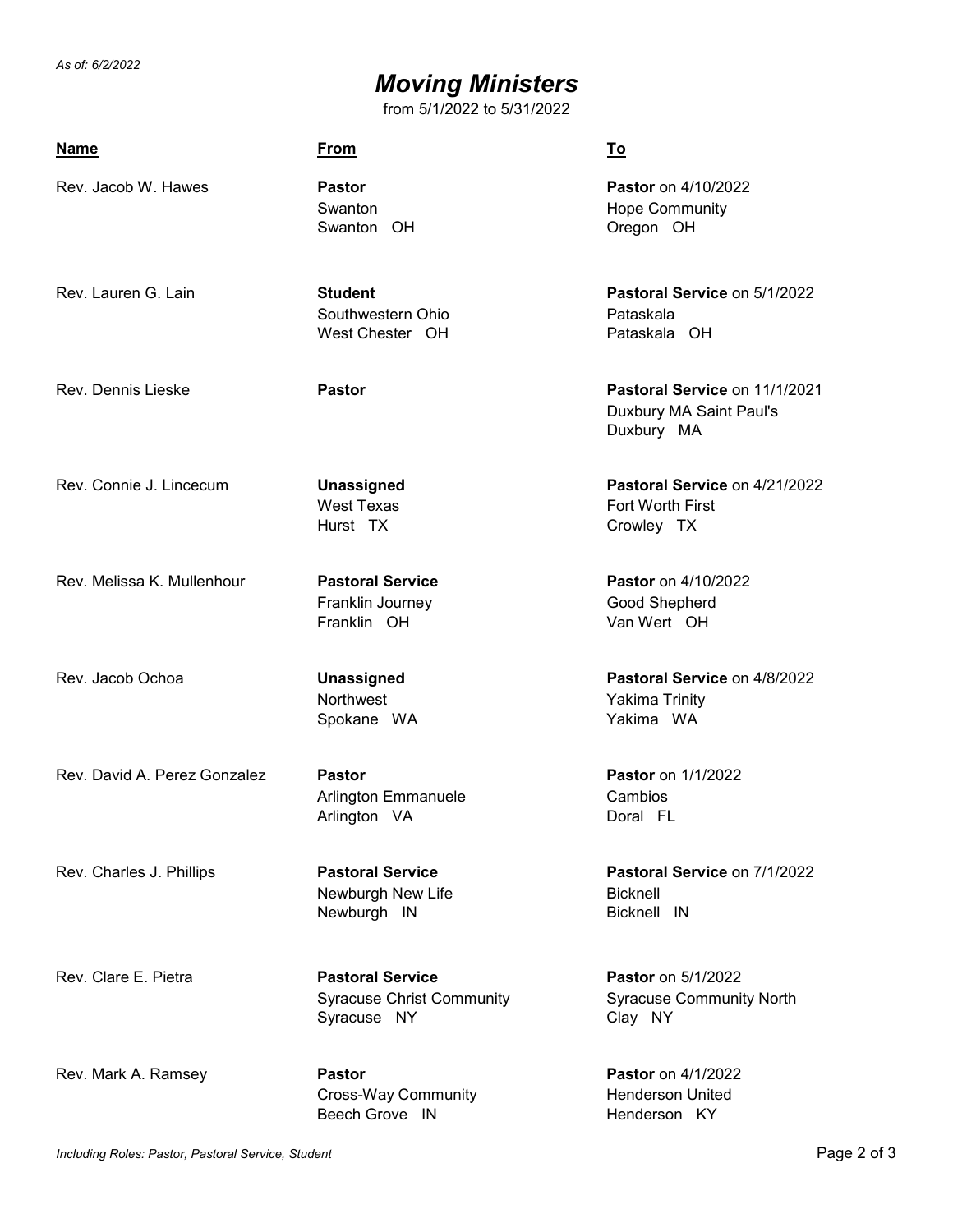*As of: 6/2/2022*

# *Moving Ministers*

from 5/1/2022 to 5/31/2022

| Name | From | To |
|---|---|---|
| Rev. Jacob W. Hawes | **Pastor**<br>Swanton<br>Swanton OH | **Pastor** on 4/10/2022<br>Hope Community<br>Oregon OH |
| Rev. Lauren G. Lain | **Student**<br>Southwestern Ohio<br>West Chester OH | **Pastoral Service** on 5/1/2022<br>Pataskala<br>Pataskala OH |
| Rev. Dennis Lieske | **Pastor** | **Pastoral Service** on 11/1/2021<br>Duxbury MA Saint Paul's<br>Duxbury MA |
| Rev. Connie J. Lincecum | **Unassigned**<br>West Texas<br>Hurst TX | **Pastoral Service** on 4/21/2022<br>Fort Worth First<br>Crowley TX |
| Rev. Melissa K. Mullenhour | **Pastoral Service**<br>Franklin Journey<br>Franklin OH | **Pastor** on 4/10/2022<br>Good Shepherd<br>Van Wert OH |
| Rev. Jacob Ochoa | **Unassigned**<br>Northwest<br>Spokane WA | **Pastoral Service** on 4/8/2022<br>Yakima Trinity<br>Yakima WA |
| Rev. David A. Perez Gonzalez | **Pastor**<br>Arlington Emmanuele<br>Arlington VA | **Pastor** on 1/1/2022<br>Cambios<br>Doral FL |
| Rev. Charles J. Phillips | **Pastoral Service**<br>Newburgh New Life<br>Newburgh IN | **Pastoral Service** on 7/1/2022<br>Bicknell<br>Bicknell IN |
| Rev. Clare E. Pietra | **Pastoral Service**<br>Syracuse Christ Community<br>Syracuse NY | **Pastor** on 5/1/2022<br>Syracuse Community North<br>Clay NY |
| Rev. Mark A. Ramsey | **Pastor**<br>Cross-Way Community<br>Beech Grove IN | **Pastor** on 4/1/2022<br>Henderson United<br>Henderson KY |

*Including Roles: Pastor, Pastoral Service, Student*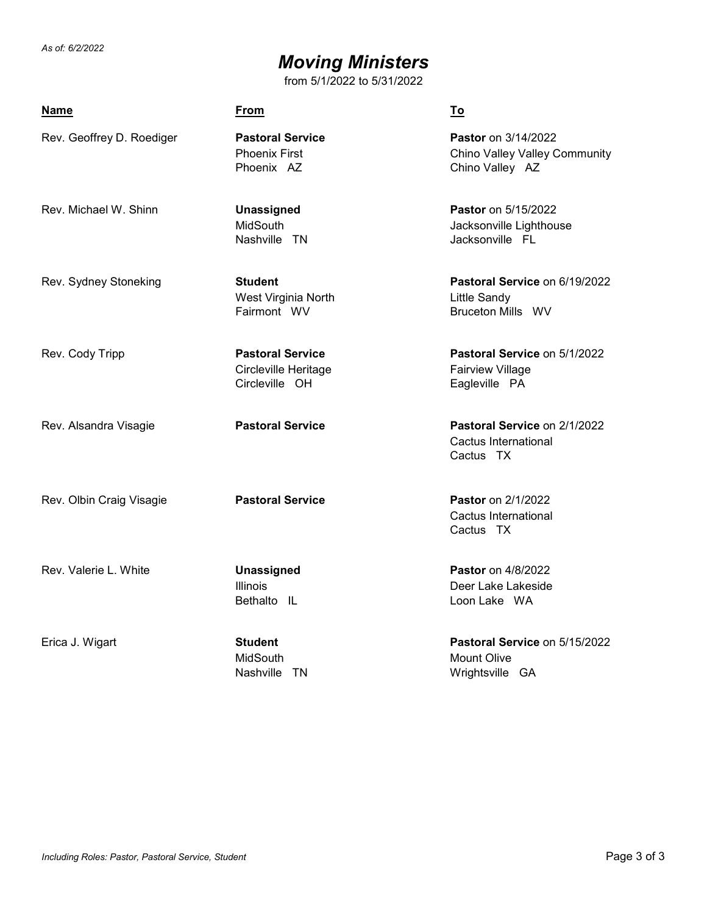*As of: 6/2/2022*

# *Moving Ministers*

from 5/1/2022 to 5/31/2022

| Name | From | To |
|---|---|---|
| Rev. Geoffrey D. Roediger | **Pastoral Service**<br>Phoenix First<br>Phoenix AZ | **Pastor** on 3/14/2022<br>Chino Valley Valley Community<br>Chino Valley AZ |
| Rev. Michael W. Shinn | **Unassigned**<br>MidSouth<br>Nashville TN | **Pastor** on 5/15/2022<br>Jacksonville Lighthouse<br>Jacksonville FL |
| Rev. Sydney Stoneking | **Student**<br>West Virginia North<br>Fairmont WV | **Pastoral Service** on 6/19/2022<br>Little Sandy<br>Bruceton Mills WV |
| Rev. Cody Tripp | **Pastoral Service**<br>Circleville Heritage<br>Circleville OH | **Pastoral Service** on 5/1/2022<br>Fairview Village<br>Eagleville PA |
| Rev. Alsandra Visagie | **Pastoral Service** | **Pastoral Service** on 2/1/2022<br>Cactus International<br>Cactus TX |
| Rev. Olbin Craig Visagie | **Pastoral Service** | **Pastor** on 2/1/2022<br>Cactus International<br>Cactus TX |
| Rev. Valerie L. White | **Unassigned**<br>Illinois<br>Bethalto IL | **Pastor** on 4/8/2022<br>Deer Lake Lakeside<br>Loon Lake WA |
| Erica J. Wigart | **Student**<br>MidSouth<br>Nashville TN | **Pastoral Service** on 5/15/2022<br>Mount Olive<br>Wrightsville GA |

*Including Roles: Pastor, Pastoral Service, Student*